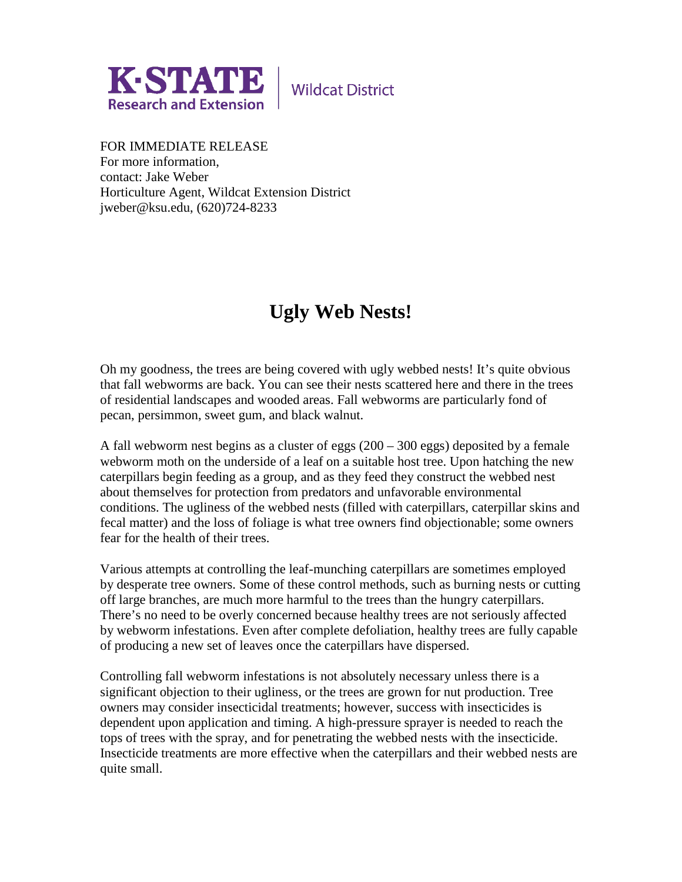**K·STATE** Research and Extension | Wildcat District

FOR IMMEDIATE RELEASE
For more information,
contact: Jake Weber
Horticulture Agent, Wildcat Extension District
jweber@ksu.edu, (620)724-8233

# Ugly Web Nests!

Oh my goodness, the trees are being covered with ugly webbed nests! It's quite obvious that fall webworms are back. You can see their nests scattered here and there in the trees of residential landscapes and wooded areas. Fall webworms are particularly fond of pecan, persimmon, sweet gum, and black walnut.

A fall webworm nest begins as a cluster of eggs (200 – 300 eggs) deposited by a female webworm moth on the underside of a leaf on a suitable host tree. Upon hatching the new caterpillars begin feeding as a group, and as they feed they construct the webbed nest about themselves for protection from predators and unfavorable environmental conditions. The ugliness of the webbed nests (filled with caterpillars, caterpillar skins and fecal matter) and the loss of foliage is what tree owners find objectionable; some owners fear for the health of their trees.

Various attempts at controlling the leaf-munching caterpillars are sometimes employed by desperate tree owners. Some of these control methods, such as burning nests or cutting off large branches, are much more harmful to the trees than the hungry caterpillars. There's no need to be overly concerned because healthy trees are not seriously affected by webworm infestations. Even after complete defoliation, healthy trees are fully capable of producing a new set of leaves once the caterpillars have dispersed.

Controlling fall webworm infestations is not absolutely necessary unless there is a significant objection to their ugliness, or the trees are grown for nut production. Tree owners may consider insecticidal treatments; however, success with insecticides is dependent upon application and timing. A high-pressure sprayer is needed to reach the tops of trees with the spray, and for penetrating the webbed nests with the insecticide. Insecticide treatments are more effective when the caterpillars and their webbed nests are quite small.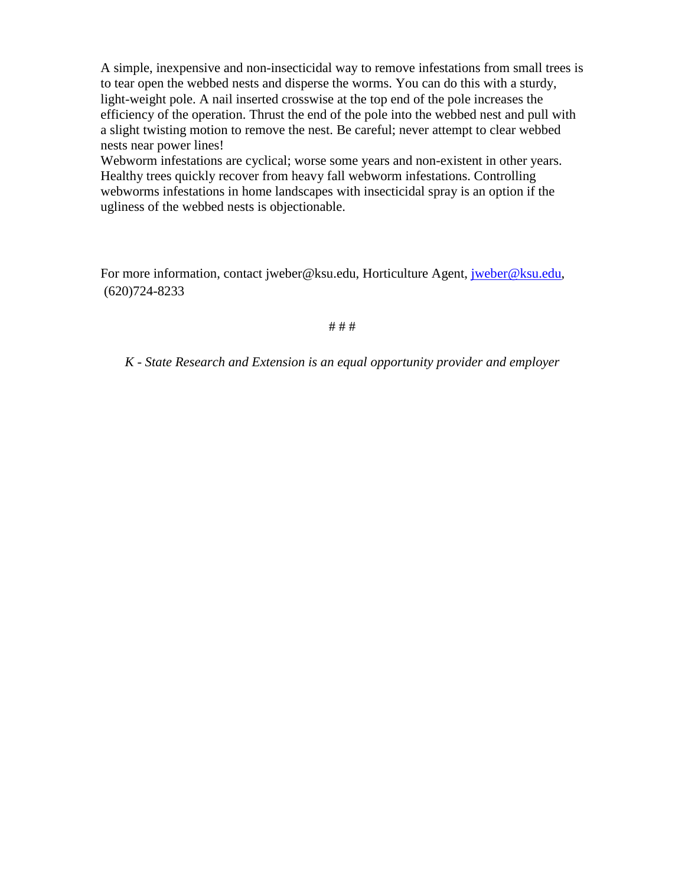A simple, inexpensive and non-insecticidal way to remove infestations from small trees is to tear open the webbed nests and disperse the worms. You can do this with a sturdy, light-weight pole. A nail inserted crosswise at the top end of the pole increases the efficiency of the operation. Thrust the end of the pole into the webbed nest and pull with a slight twisting motion to remove the nest. Be careful; never attempt to clear webbed nests near power lines!

Webworm infestations are cyclical; worse some years and non-existent in other years. Healthy trees quickly recover from heavy fall webworm infestations. Controlling webworms infestations in home landscapes with insecticidal spray is an option if the ugliness of the webbed nests is objectionable.

For more information, contact jweber@ksu.edu, Horticulture Agent, jweber@ksu.edu, (620)724-8233

# # #

*K - State Research and Extension is an equal opportunity provider and employer*